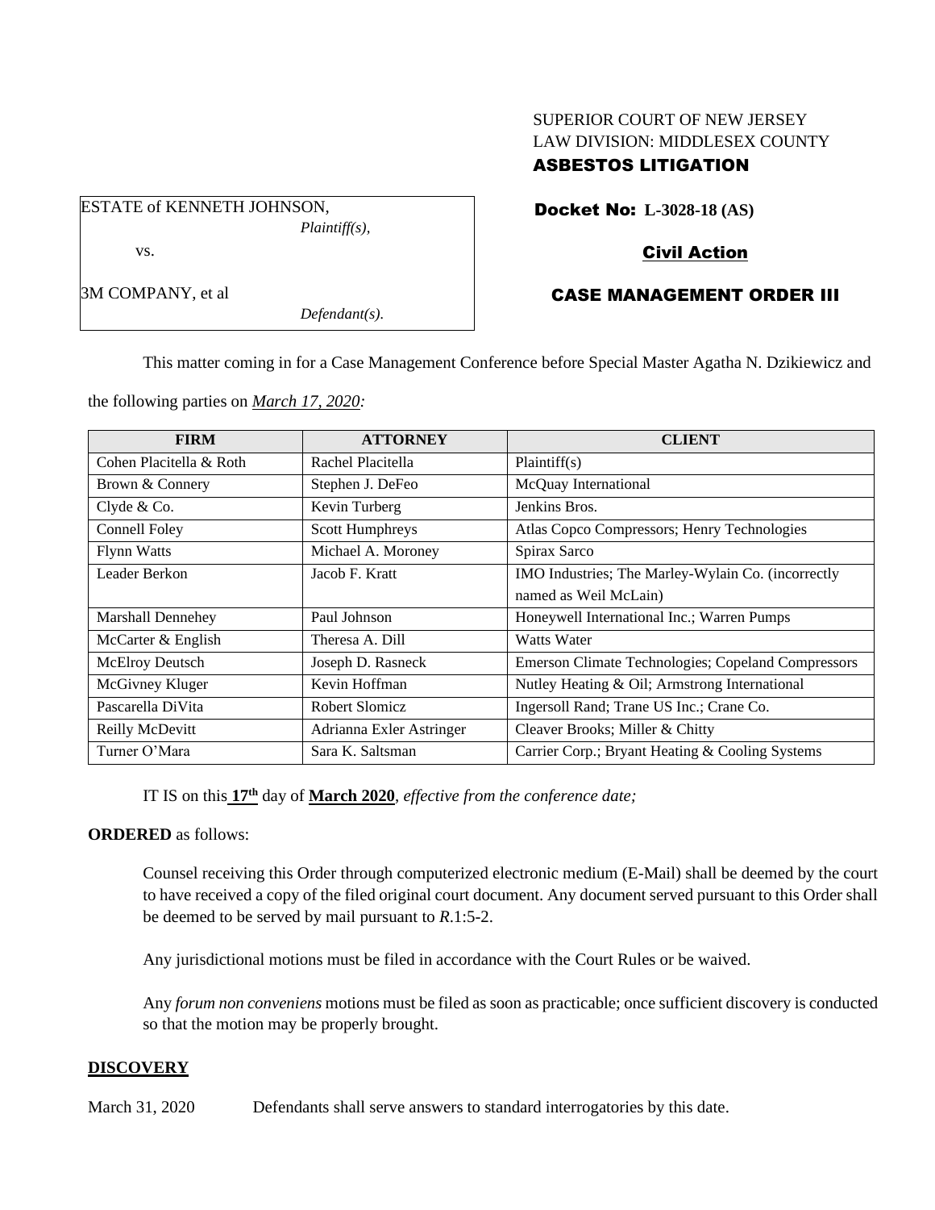SUPERIOR COURT OF NEW JERSEY
LAW DIVISION: MIDDLESEX COUNTY
**ASBESTOS LITIGATION**

ESTATE of KENNETH JOHNSON,
*Plaintiff(s),*

vs.

3M COMPANY, et al
*Defendant(s).*

**Docket No: L-3028-18 (AS)**

**Civil Action**

**CASE MANAGEMENT ORDER III**

This matter coming in for a Case Management Conference before Special Master Agatha N. Dzikiewicz and the following parties on ***March 17, 2020:***

| FIRM | ATTORNEY | CLIENT |
|---|---|---|
| Cohen Placitella & Roth | Rachel Placitella | Plaintiff(s) |
| Brown & Connery | Stephen J. DeFeo | McQuay International |
| Clyde & Co. | Kevin Turberg | Jenkins Bros. |
| Connell Foley | Scott Humphreys | Atlas Copco Compressors; Henry Technologies |
| Flynn Watts | Michael A. Moroney | Spirax Sarco |
| Leader Berkon | Jacob F. Kratt | IMO Industries; The Marley-Wylain Co. (incorrectly named as Weil McLain) |
| Marshall Dennehey | Paul Johnson | Honeywell International Inc.; Warren Pumps |
| McCarter & English | Theresa A. Dill | Watts Water |
| McElroy Deutsch | Joseph D. Rasneck | Emerson Climate Technologies; Copeland Compressors |
| McGivney Kluger | Kevin Hoffman | Nutley Heating & Oil; Armstrong International |
| Pascarella DiVita | Robert Slomicz | Ingersoll Rand; Trane US Inc.; Crane Co. |
| Reilly McDevitt | Adrianna Exler Astringer | Cleaver Brooks; Miller & Chitty |
| Turner O'Mara | Sara K. Saltsman | Carrier Corp.; Bryant Heating & Cooling Systems |

IT IS on this **17th** day of **March 2020**, *effective from the conference date;*

**ORDERED** as follows:

Counsel receiving this Order through computerized electronic medium (E-Mail) shall be deemed by the court to have received a copy of the filed original court document. Any document served pursuant to this Order shall be deemed to be served by mail pursuant to *R*.1:5-2.

Any jurisdictional motions must be filed in accordance with the Court Rules or be waived.

Any *forum non conveniens* motions must be filed as soon as practicable; once sufficient discovery is conducted so that the motion may be properly brought.

## DISCOVERY

March 31, 2020 Defendants shall serve answers to standard interrogatories by this date.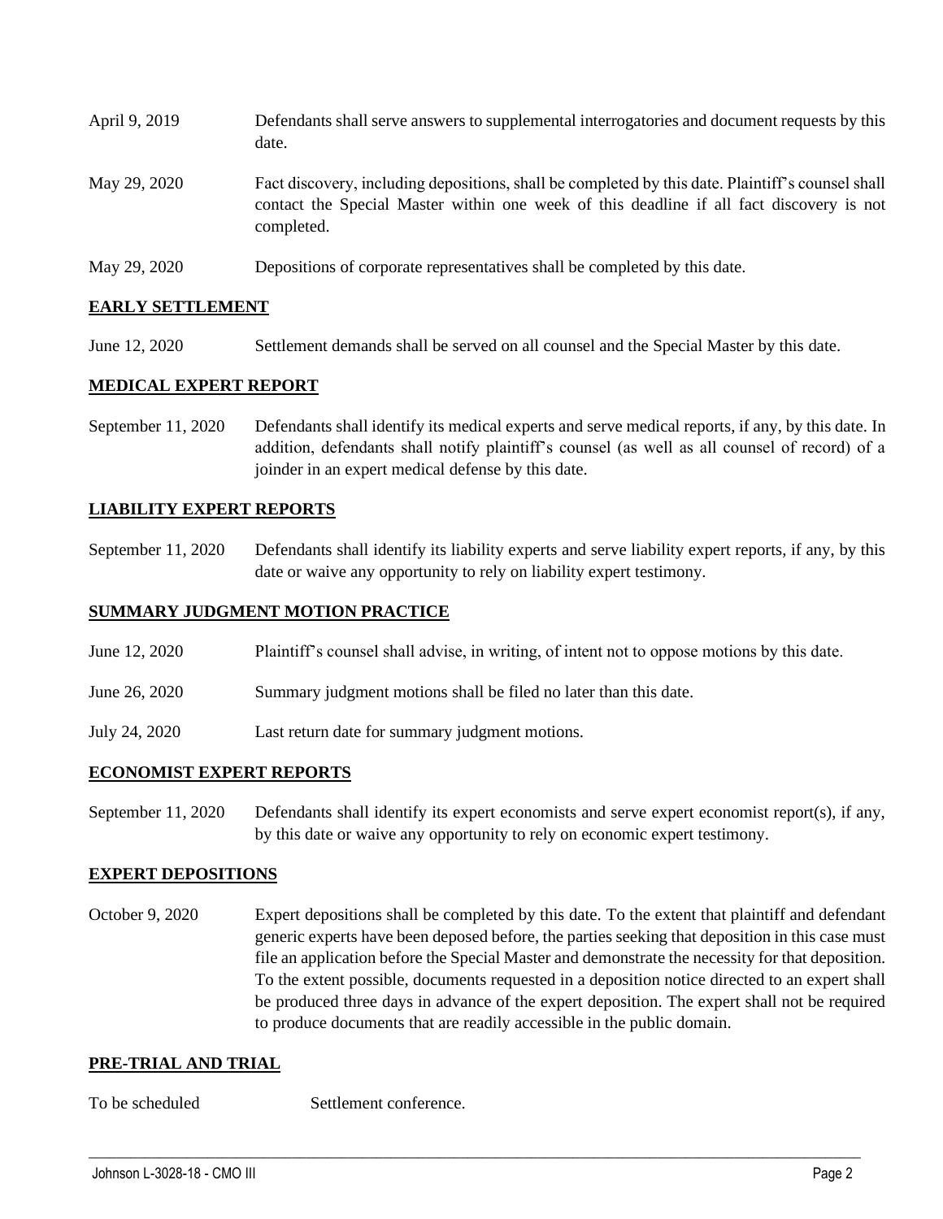| | |
|---|---|
| April 9, 2019 | Defendants shall serve answers to supplemental interrogatories and document requests by this date. |
| May 29, 2020 | Fact discovery, including depositions, shall be completed by this date. Plaintiff's counsel shall contact the Special Master within one week of this deadline if all fact discovery is not completed. |
| May 29, 2020 | Depositions of corporate representatives shall be completed by this date. |

**EARLY SETTLEMENT**

| | |
|---|---|
| June 12, 2020 | Settlement demands shall be served on all counsel and the Special Master by this date. |

**MEDICAL EXPERT REPORT**

| | |
|---|---|
| September 11, 2020 | Defendants shall identify its medical experts and serve medical reports, if any, by this date. In addition, defendants shall notify plaintiff's counsel (as well as all counsel of record) of a joinder in an expert medical defense by this date. |

**LIABILITY EXPERT REPORTS**

| | |
|---|---|
| September 11, 2020 | Defendants shall identify its liability experts and serve liability expert reports, if any, by this date or waive any opportunity to rely on liability expert testimony. |

**SUMMARY JUDGMENT MOTION PRACTICE**

| | |
|---|---|
| June 12, 2020 | Plaintiff's counsel shall advise, in writing, of intent not to oppose motions by this date. |
| June 26, 2020 | Summary judgment motions shall be filed no later than this date. |
| July 24, 2020 | Last return date for summary judgment motions. |

**ECONOMIST EXPERT REPORTS**

| | |
|---|---|
| September 11, 2020 | Defendants shall identify its expert economists and serve expert economist report(s), if any, by this date or waive any opportunity to rely on economic expert testimony. |

**EXPERT DEPOSITIONS**

| | |
|---|---|
| October 9, 2020 | Expert depositions shall be completed by this date. To the extent that plaintiff and defendant generic experts have been deposed before, the parties seeking that deposition in this case must file an application before the Special Master and demonstrate the necessity for that deposition. To the extent possible, documents requested in a deposition notice directed to an expert shall be produced three days in advance of the expert deposition. The expert shall not be required to produce documents that are readily accessible in the public domain. |

**PRE-TRIAL AND TRIAL**

| | |
|---|---|
| To be scheduled | Settlement conference. |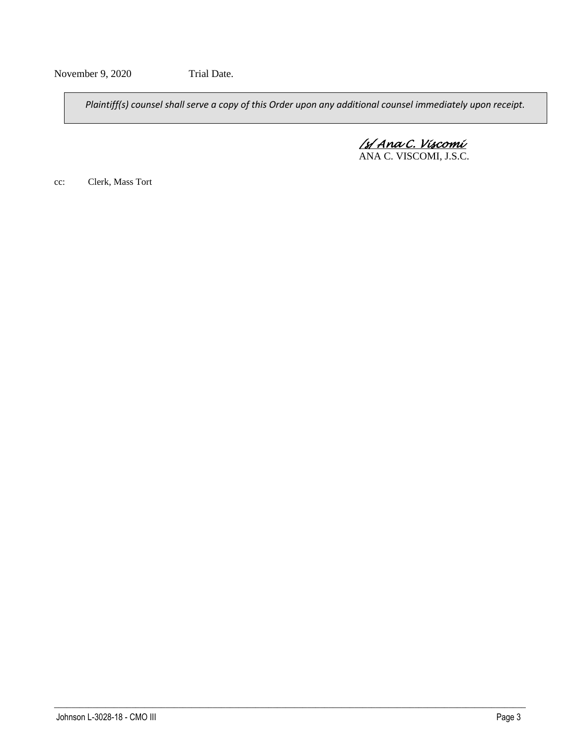November 9, 2020 Trial Date.

*Plaintiff(s) counsel shall serve a copy of this Order upon any additional counsel immediately upon receipt.*

*/s/ Ana C. Viscomi*
ANA C. VISCOMI, J.S.C.

cc: Clerk, Mass Tort